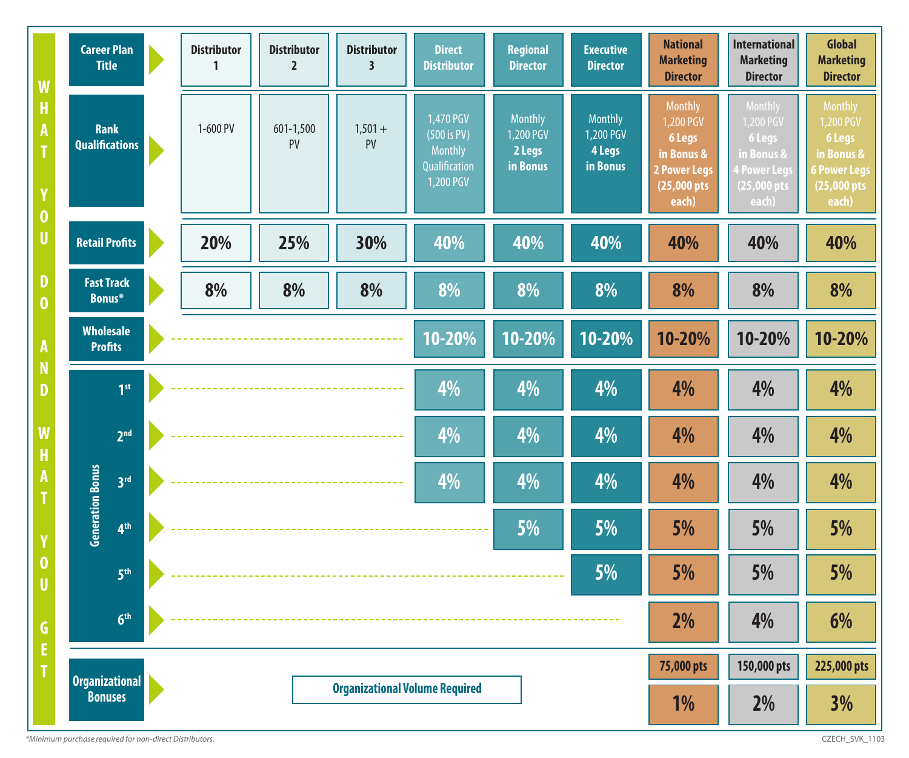**WHAT YOU DO AND WHAT YOU GET**

| Career Plan Title | Distributor 1 | Distributor 2 | Distributor 3 | Direct Distributor | Regional Director | Executive Director | National Marketing Director | International Marketing Director | Global Marketing Director |
|---|---|---|---|---|---|---|---|---|---|
| Rank Qualifications | 1-600 PV | 601-1,500 PV | 1,501 + PV | 1,470 PGV (500 is PV) Monthly Qualification 1,200 PGV | Monthly 1,200 PGV **2 Legs in Bonus** | Monthly 1,200 PGV **4 Legs in Bonus** | Monthly 1,200 PGV **6 Legs in Bonus & 2 Power Legs (25,000 pts each)** | Monthly 1,200 PGV **6 Legs in Bonus & 4 Power Legs (25,000 pts each)** | Monthly 1,200 PGV **6 Legs in Bonus & 6 Power Legs (25,000 pts each)** |
| Retail Profits | 20% | 25% | 30% | 40% | 40% | 40% | 40% | 40% | 40% |
| Fast Track Bonus* | 8% | 8% | 8% | 8% | 8% | 8% | 8% | 8% | 8% |
| Wholesale Profits | | | | 10-20% | 10-20% | 10-20% | 10-20% | 10-20% | 10-20% |
| Generation Bonus 1st | | | | 4% | 4% | 4% | 4% | 4% | 4% |
| Generation Bonus 2nd | | | | 4% | 4% | 4% | 4% | 4% | 4% |
| Generation Bonus 3rd | | | | 4% | 4% | 4% | 4% | 4% | 4% |
| Generation Bonus 4th | | | | | 5% | 5% | 5% | 5% | 5% |
| Generation Bonus 5th | | | | | | 5% | 5% | 5% | 5% |
| Generation Bonus 6th | | | | | | | 2% | 4% | 6% |
| Organizational Volume Required | | | | | | | 75,000 pts | 150,000 pts | 225,000 pts |
| Organizational Bonuses | | | | | | | 1% | 2% | 3% |

*\*Minimum purchase required for non-direct Distributors.*

CZECH_SVK_1103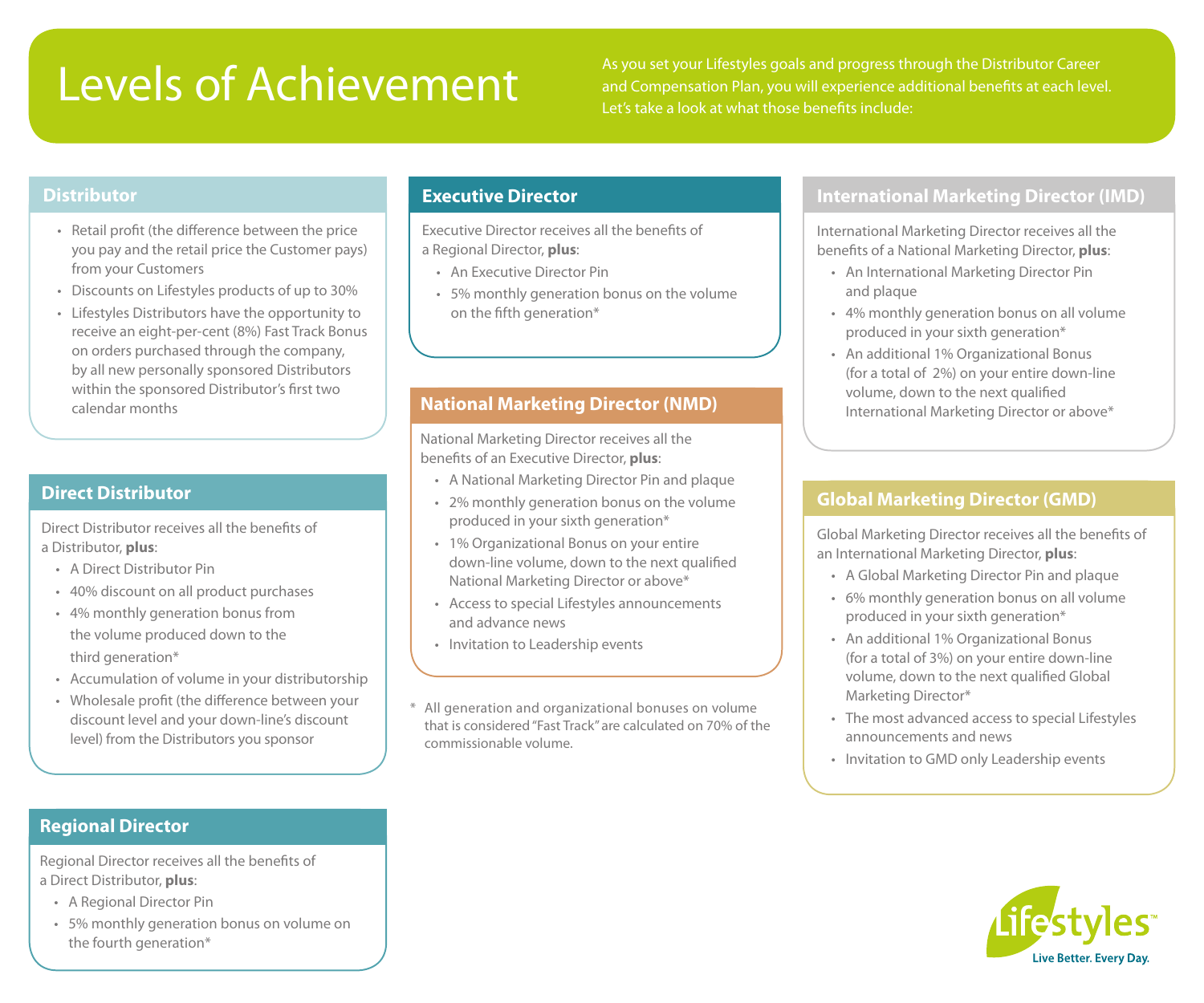# Levels of Achievement

As you set your Lifestyles goals and progress through the Distributor Career and Compensation Plan, you will experience additional benefits at each level. Let's take a look at what those benefits include:

## Distributor

- Retail profit (the difference between the price you pay and the retail price the Customer pays) from your Customers
- Discounts on Lifestyles products of up to 30%
- Lifestyles Distributors have the opportunity to receive an eight-per-cent (8%) Fast Track Bonus on orders purchased through the company, by all new personally sponsored Distributors within the sponsored Distributor's first two calendar months

## Direct Distributor

Direct Distributor receives all the benefits of a Distributor, **plus**:

- A Direct Distributor Pin
- 40% discount on all product purchases
- 4% monthly generation bonus from the volume produced down to the third generation*
- Accumulation of volume in your distributorship
- Wholesale profit (the difference between your discount level and your down-line's discount level) from the Distributors you sponsor

## Regional Director

Regional Director receives all the benefits of a Direct Distributor, **plus**:

- A Regional Director Pin
- 5% monthly generation bonus on volume on the fourth generation*

## Executive Director

Executive Director receives all the benefits of a Regional Director, **plus**:

- An Executive Director Pin
- 5% monthly generation bonus on the volume on the fifth generation*

## National Marketing Director (NMD)

National Marketing Director receives all the benefits of an Executive Director, **plus**:

- A National Marketing Director Pin and plaque
- 2% monthly generation bonus on the volume produced in your sixth generation*
- 1% Organizational Bonus on your entire down-line volume, down to the next qualified National Marketing Director or above*
- Access to special Lifestyles announcements and advance news
- Invitation to Leadership events

\* All generation and organizational bonuses on volume that is considered "Fast Track" are calculated on 70% of the commissionable volume.

## International Marketing Director (IMD)

International Marketing Director receives all the benefits of a National Marketing Director, **plus**:

- An International Marketing Director Pin and plaque
- 4% monthly generation bonus on all volume produced in your sixth generation*
- An additional 1% Organizational Bonus (for a total of 2%) on your entire down-line volume, down to the next qualified International Marketing Director or above*

## Global Marketing Director (GMD)

Global Marketing Director receives all the benefits of an International Marketing Director, **plus**:

- A Global Marketing Director Pin and plaque
- 6% monthly generation bonus on all volume produced in your sixth generation*
- An additional 1% Organizational Bonus (for a total of 3%) on your entire down-line volume, down to the next qualified Global Marketing Director*
- The most advanced access to special Lifestyles announcements and news
- Invitation to GMD only Leadership events

Lifestyles™
Live Better. Every Day.